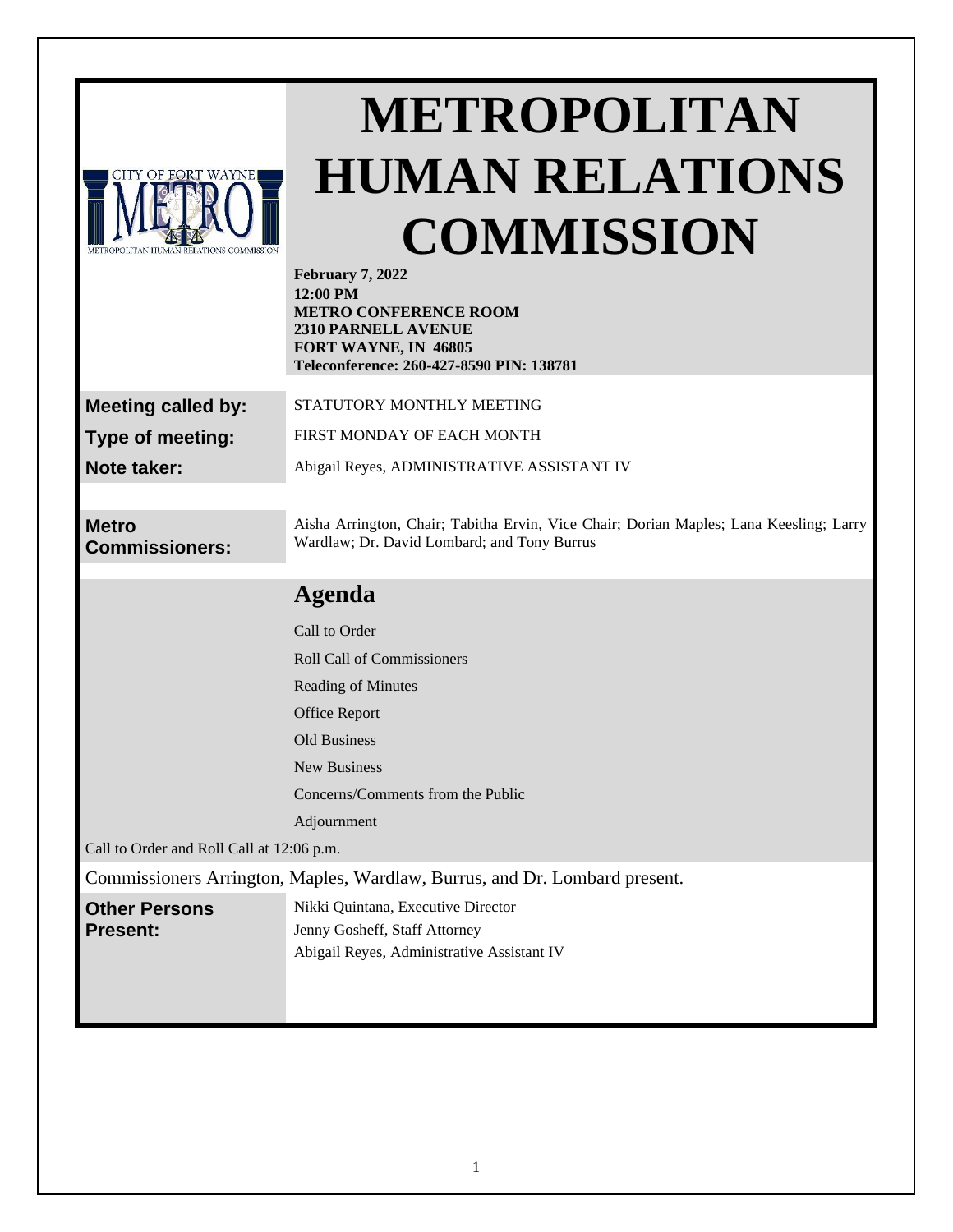# METROPOLITAN HUMAN RELATIONS COMMISSION

**February 7, 2022**
**12:00 PM**
**METRO CONFERENCE ROOM**
**2310 PARNELL AVENUE**
**FORT WAYNE, IN 46805**
**Teleconference: 260-427-8590 PIN: 138781**

| | |
|---|---|
| **Meeting called by:** | STATUTORY MONTHLY MEETING |
| **Type of meeting:** | FIRST MONDAY OF EACH MONTH |
| **Note taker:** | Abigail Reyes, ADMINISTRATIVE ASSISTANT IV |
| **Metro Commissioners:** | Aisha Arrington, Chair; Tabitha Ervin, Vice Chair; Dorian Maples; Lana Keesling; Larry Wardlaw; Dr. David Lombard; and Tony Burrus |

## Agenda

- Call to Order
- Roll Call of Commissioners
- Reading of Minutes
- Office Report
- Old Business
- New Business
- Concerns/Comments from the Public
- Adjournment

Call to Order and Roll Call at 12:06 p.m.

Commissioners Arrington, Maples, Wardlaw, Burrus, and Dr. Lombard present.

**Other Persons Present:**

Nikki Quintana, Executive Director
Jenny Gosheff, Staff Attorney
Abigail Reyes, Administrative Assistant IV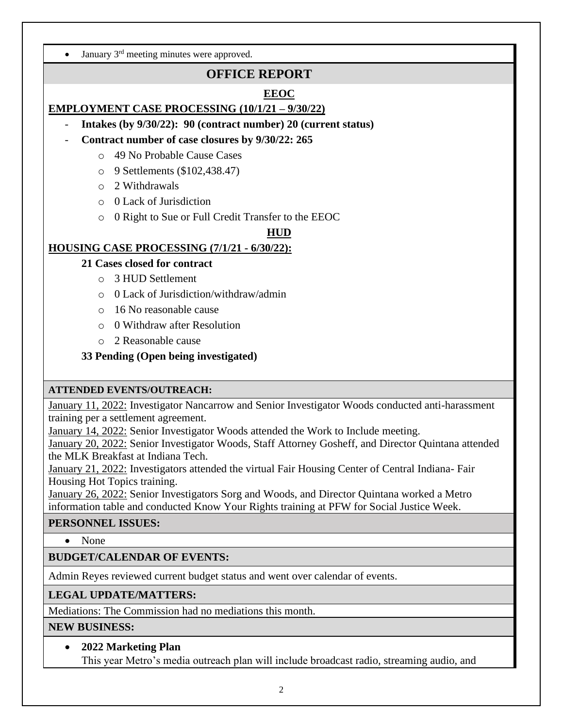- January 3rd meeting minutes were approved.

## OFFICE REPORT

### EEOC

**EMPLOYMENT CASE PROCESSING (10/1/21 – 9/30/22)**

- **Intakes (by 9/30/22): 90 (contract number) 20 (current status)**
- **Contract number of case closures by 9/30/22: 265**
    - 49 No Probable Cause Cases
    - 9 Settlements ($102,438.47)
    - 2 Withdrawals
    - 0 Lack of Jurisdiction
    - 0 Right to Sue or Full Credit Transfer to the EEOC

### HUD

**HOUSING CASE PROCESSING (7/1/21 - 6/30/22):**

**21 Cases closed for contract**

- 3 HUD Settlement
- 0 Lack of Jurisdiction/withdraw/admin
- 16 No reasonable cause
- 0 Withdraw after Resolution
- 2 Reasonable cause

**33 Pending (Open being investigated)**

**ATTENDED EVENTS/OUTREACH:**

January 11, 2022: Investigator Nancarrow and Senior Investigator Woods conducted anti-harassment training per a settlement agreement.
January 14, 2022: Senior Investigator Woods attended the Work to Include meeting.
January 20, 2022: Senior Investigator Woods, Staff Attorney Gosheff, and Director Quintana attended the MLK Breakfast at Indiana Tech.
January 21, 2022: Investigators attended the virtual Fair Housing Center of Central Indiana- Fair Housing Hot Topics training.
January 26, 2022: Senior Investigators Sorg and Woods, and Director Quintana worked a Metro information table and conducted Know Your Rights training at PFW for Social Justice Week.

**PERSONNEL ISSUES:**

- None

**BUDGET/CALENDAR OF EVENTS:**

Admin Reyes reviewed current budget status and went over calendar of events.

**LEGAL UPDATE/MATTERS:**

Mediations: The Commission had no mediations this month.

**NEW BUSINESS:**

- **2022 Marketing Plan**
  This year Metro's media outreach plan will include broadcast radio, streaming audio, and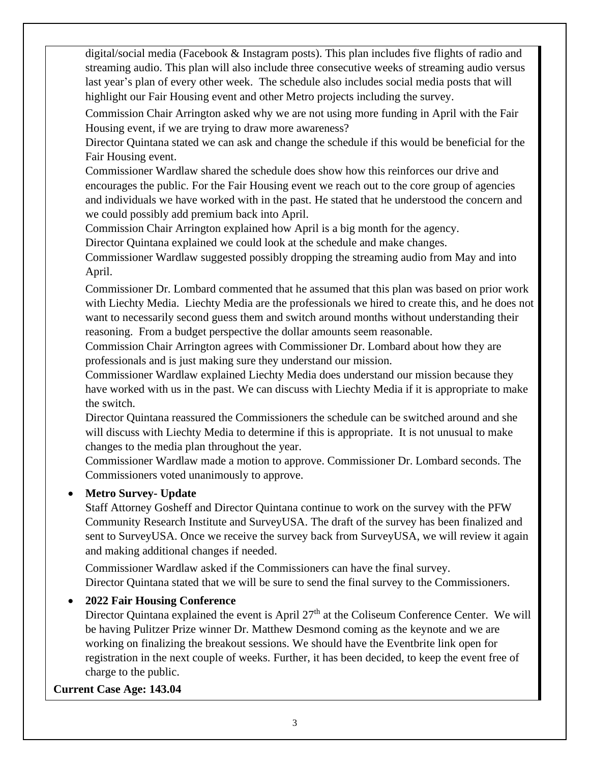digital/social media (Facebook & Instagram posts). This plan includes five flights of radio and streaming audio. This plan will also include three consecutive weeks of streaming audio versus last year's plan of every other week. The schedule also includes social media posts that will highlight our Fair Housing event and other Metro projects including the survey.

Commission Chair Arrington asked why we are not using more funding in April with the Fair Housing event, if we are trying to draw more awareness?
Director Quintana stated we can ask and change the schedule if this would be beneficial for the Fair Housing event.
Commissioner Wardlaw shared the schedule does show how this reinforces our drive and encourages the public. For the Fair Housing event we reach out to the core group of agencies and individuals we have worked with in the past. He stated that he understood the concern and we could possibly add premium back into April.
Commission Chair Arrington explained how April is a big month for the agency.
Director Quintana explained we could look at the schedule and make changes.
Commissioner Wardlaw suggested possibly dropping the streaming audio from May and into April.

Commissioner Dr. Lombard commented that he assumed that this plan was based on prior work with Liechty Media. Liechty Media are the professionals we hired to create this, and he does not want to necessarily second guess them and switch around months without understanding their reasoning. From a budget perspective the dollar amounts seem reasonable.
Commission Chair Arrington agrees with Commissioner Dr. Lombard about how they are professionals and is just making sure they understand our mission.
Commissioner Wardlaw explained Liechty Media does understand our mission because they have worked with us in the past. We can discuss with Liechty Media if it is appropriate to make the switch.
Director Quintana reassured the Commissioners the schedule can be switched around and she will discuss with Liechty Media to determine if this is appropriate. It is not unusual to make changes to the media plan throughout the year.
Commissioner Wardlaw made a motion to approve. Commissioner Dr. Lombard seconds. The Commissioners voted unanimously to approve.

- **Metro Survey- Update**
  Staff Attorney Gosheff and Director Quintana continue to work on the survey with the PFW Community Research Institute and SurveyUSA. The draft of the survey has been finalized and sent to SurveyUSA. Once we receive the survey back from SurveyUSA, we will review it again and making additional changes if needed.

  Commissioner Wardlaw asked if the Commissioners can have the final survey.
  Director Quintana stated that we will be sure to send the final survey to the Commissioners.

- **2022 Fair Housing Conference**
  Director Quintana explained the event is April 27th at the Coliseum Conference Center. We will be having Pulitzer Prize winner Dr. Matthew Desmond coming as the keynote and we are working on finalizing the breakout sessions. We should have the Eventbrite link open for registration in the next couple of weeks. Further, it has been decided, to keep the event free of charge to the public.

**Current Case Age: 143.04**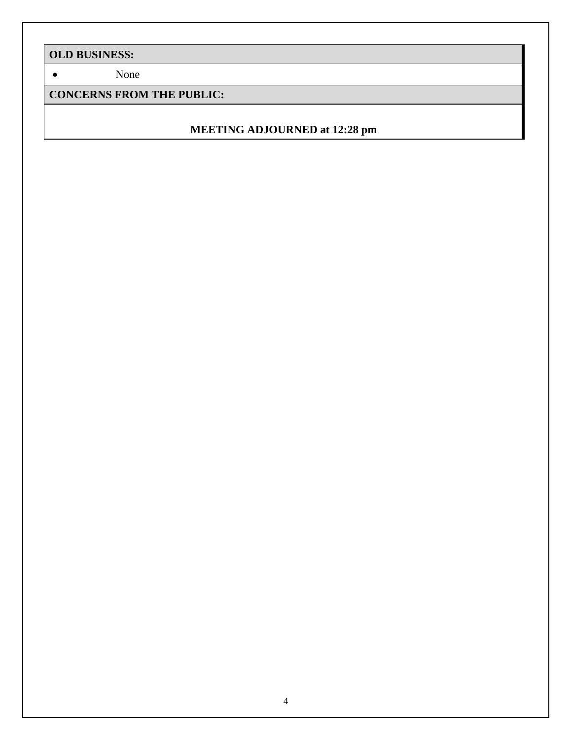**OLD BUSINESS:**

- None

**CONCERNS FROM THE PUBLIC:**

**MEETING ADJOURNED at 12:28 pm**